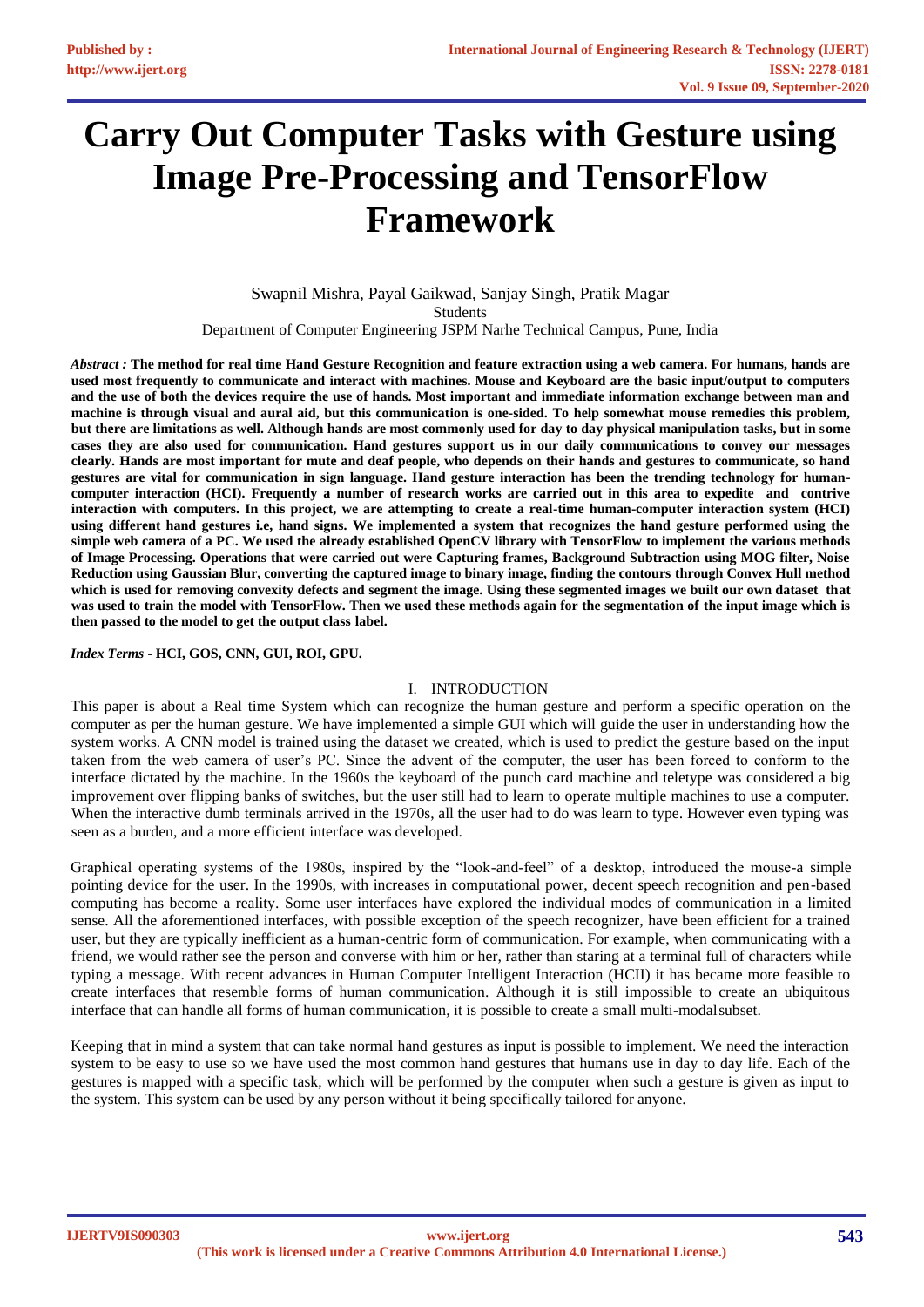# Carry Out Computer Tasks with Gesture using Image Pre-Processing and TensorFlow Framework

Swapnil Mishra, Payal Gaikwad, Sanjay Singh, Pratik Magar
Students
Department of Computer Engineering JSPM Narhe Technical Campus, Pune, India

***Abstract :*** **The method for real time Hand Gesture Recognition and feature extraction using a web camera. For humans, hands are used most frequently to communicate and interact with machines. Mouse and Keyboard are the basic input/output to computers and the use of both the devices require the use of hands. Most important and immediate information exchange between man and machine is through visual and aural aid, but this communication is one-sided. To help somewhat mouse remedies this problem, but there are limitations as well. Although hands are most commonly used for day to day physical manipulation tasks, but in some cases they are also used for communication. Hand gestures support us in our daily communications to convey our messages clearly. Hands are most important for mute and deaf people, who depends on their hands and gestures to communicate, so hand gestures are vital for communication in sign language. Hand gesture interaction has been the trending technology for human-computer interaction (HCI). Frequently a number of research works are carried out in this area to expedite and contrive interaction with computers. In this project, we are attempting to create a real-time human-computer interaction system (HCI) using different hand gestures i.e, hand signs. We implemented a system that recognizes the hand gesture performed using the simple web camera of a PC. We used the already established OpenCV library with TensorFlow to implement the various methods of Image Processing. Operations that were carried out were Capturing frames, Background Subtraction using MOG filter, Noise Reduction using Gaussian Blur, converting the captured image to binary image, finding the contours through Convex Hull method which is used for removing convexity defects and segment the image. Using these segmented images we built our own dataset that was used to train the model with TensorFlow. Then we used these methods again for the segmentation of the input image which is then passed to the model to get the output class label.**

***Index Terms -*** **HCI, GOS, CNN, GUI, ROI, GPU.**

## I. INTRODUCTION

This paper is about a Real time System which can recognize the human gesture and perform a specific operation on the computer as per the human gesture. We have implemented a simple GUI which will guide the user in understanding how the system works. A CNN model is trained using the dataset we created, which is used to predict the gesture based on the input taken from the web camera of user's PC. Since the advent of the computer, the user has been forced to conform to the interface dictated by the machine. In the 1960s the keyboard of the punch card machine and teletype was considered a big improvement over flipping banks of switches, but the user still had to learn to operate multiple machines to use a computer. When the interactive dumb terminals arrived in the 1970s, all the user had to do was learn to type. However even typing was seen as a burden, and a more efficient interface was developed.

Graphical operating systems of the 1980s, inspired by the "look-and-feel" of a desktop, introduced the mouse-a simple pointing device for the user. In the 1990s, with increases in computational power, decent speech recognition and pen-based computing has become a reality. Some user interfaces have explored the individual modes of communication in a limited sense. All the aforementioned interfaces, with possible exception of the speech recognizer, have been efficient for a trained user, but they are typically inefficient as a human-centric form of communication. For example, when communicating with a friend, we would rather see the person and converse with him or her, rather than staring at a terminal full of characters while typing a message. With recent advances in Human Computer Intelligent Interaction (HCII) it has became more feasible to create interfaces that resemble forms of human communication. Although it is still impossible to create an ubiquitous interface that can handle all forms of human communication, it is possible to create a small multi-modal subset.

Keeping that in mind a system that can take normal hand gestures as input is possible to implement. We need the interaction system to be easy to use so we have used the most common hand gestures that humans use in day to day life. Each of the gestures is mapped with a specific task, which will be performed by the computer when such a gesture is given as input to the system. This system can be used by any person without it being specifically tailored for anyone.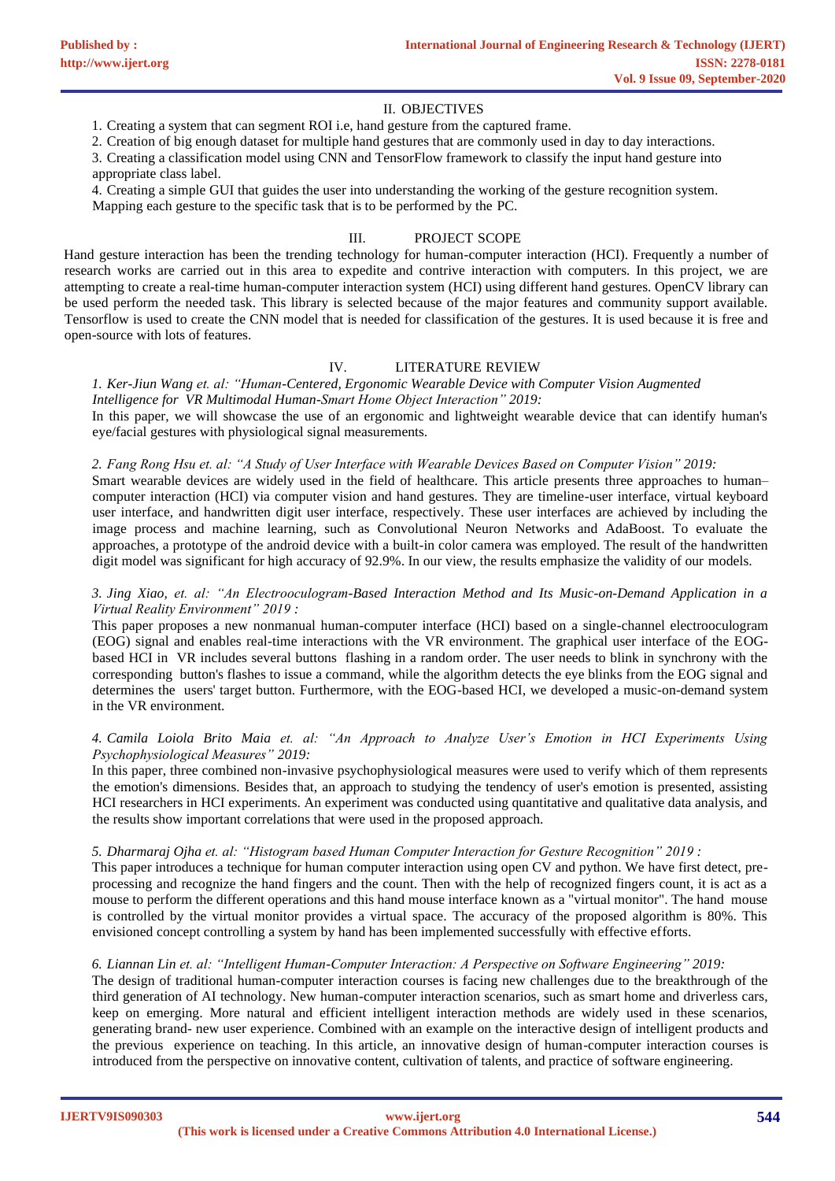## II. OBJECTIVES

1. Creating a system that can segment ROI i.e, hand gesture from the captured frame.
2. Creation of big enough dataset for multiple hand gestures that are commonly used in day to day interactions.
3. Creating a classification model using CNN and TensorFlow framework to classify the input hand gesture into appropriate class label.
4. Creating a simple GUI that guides the user into understanding the working of the gesture recognition system. Mapping each gesture to the specific task that is to be performed by the PC.

## III. PROJECT SCOPE

Hand gesture interaction has been the trending technology for human-computer interaction (HCI). Frequently a number of research works are carried out in this area to expedite and contrive interaction with computers. In this project, we are attempting to create a real-time human-computer interaction system (HCI) using different hand gestures. OpenCV library can be used perform the needed task. This library is selected because of the major features and community support available. Tensorflow is used to create the CNN model that is needed for classification of the gestures. It is used because it is free and open-source with lots of features.

## IV. LITERATURE REVIEW

*1. Ker-Jiun Wang et. al: "Human-Centered, Ergonomic Wearable Device with Computer Vision Augmented Intelligence for VR Multimodal Human-Smart Home Object Interaction" 2019:*

In this paper, we will showcase the use of an ergonomic and lightweight wearable device that can identify human's eye/facial gestures with physiological signal measurements.

*2. Fang Rong Hsu et. al: "A Study of User Interface with Wearable Devices Based on Computer Vision" 2019:*

Smart wearable devices are widely used in the field of healthcare. This article presents three approaches to human–computer interaction (HCI) via computer vision and hand gestures. They are timeline-user interface, virtual keyboard user interface, and handwritten digit user interface, respectively. These user interfaces are achieved by including the image process and machine learning, such as Convolutional Neuron Networks and AdaBoost. To evaluate the approaches, a prototype of the android device with a built-in color camera was employed. The result of the handwritten digit model was significant for high accuracy of 92.9%. In our view, the results emphasize the validity of our models.

*3. Jing Xiao, et. al: "An Electrooculogram-Based Interaction Method and Its Music-on-Demand Application in a Virtual Reality Environment" 2019 :*

This paper proposes a new nonmanual human-computer interface (HCI) based on a single-channel electrooculogram (EOG) signal and enables real-time interactions with the VR environment. The graphical user interface of the EOG-based HCI in VR includes several buttons flashing in a random order. The user needs to blink in synchrony with the corresponding button's flashes to issue a command, while the algorithm detects the eye blinks from the EOG signal and determines the users' target button. Furthermore, with the EOG-based HCI, we developed a music-on-demand system in the VR environment.

*4. Camila Loiola Brito Maia et. al: "An Approach to Analyze User's Emotion in HCI Experiments Using Psychophysiological Measures" 2019:*

In this paper, three combined non-invasive psychophysiological measures were used to verify which of them represents the emotion's dimensions. Besides that, an approach to studying the tendency of user's emotion is presented, assisting HCI researchers in HCI experiments. An experiment was conducted using quantitative and qualitative data analysis, and the results show important correlations that were used in the proposed approach.

*5. Dharmaraj Ojha et. al: "Histogram based Human Computer Interaction for Gesture Recognition" 2019 :*

This paper introduces a technique for human computer interaction using open CV and python. We have first detect, pre-processing and recognize the hand fingers and the count. Then with the help of recognized fingers count, it is act as a mouse to perform the different operations and this hand mouse interface known as a "virtual monitor". The hand mouse is controlled by the virtual monitor provides a virtual space. The accuracy of the proposed algorithm is 80%. This envisioned concept controlling a system by hand has been implemented successfully with effective efforts.

*6. Liannan Lin et. al: "Intelligent Human-Computer Interaction: A Perspective on Software Engineering" 2019:*

The design of traditional human-computer interaction courses is facing new challenges due to the breakthrough of the third generation of AI technology. New human-computer interaction scenarios, such as smart home and driverless cars, keep on emerging. More natural and efficient intelligent interaction methods are widely used in these scenarios, generating brand- new user experience. Combined with an example on the interactive design of intelligent products and the previous experience on teaching. In this article, an innovative design of human-computer interaction courses is introduced from the perspective on innovative content, cultivation of talents, and practice of software engineering.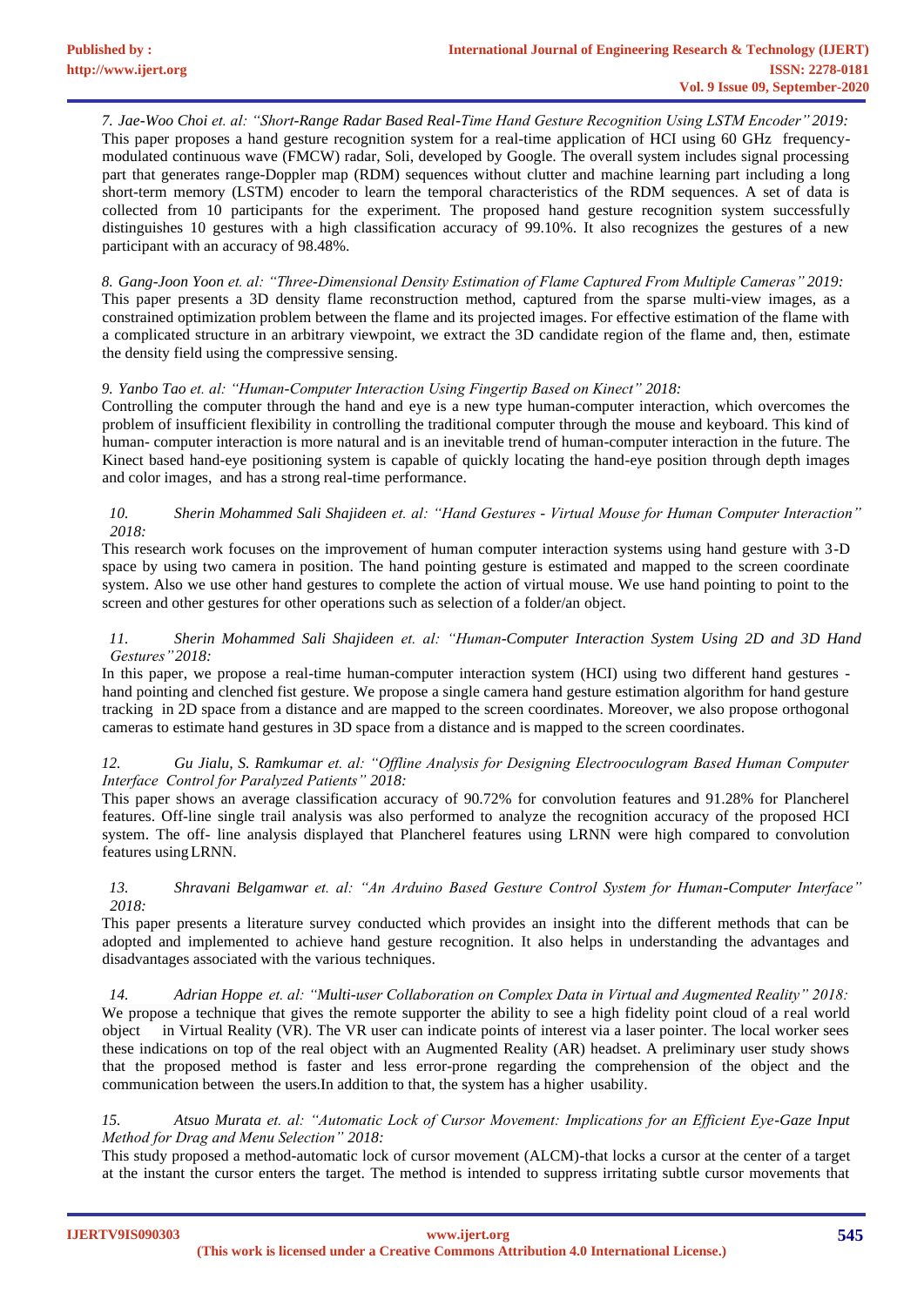*7. Jae-Woo Choi et. al: "Short-Range Radar Based Real-Time Hand Gesture Recognition Using LSTM Encoder" 2019:*
This paper proposes a hand gesture recognition system for a real-time application of HCI using 60 GHz frequency-modulated continuous wave (FMCW) radar, Soli, developed by Google. The overall system includes signal processing part that generates range-Doppler map (RDM) sequences without clutter and machine learning part including a long short-term memory (LSTM) encoder to learn the temporal characteristics of the RDM sequences. A set of data is collected from 10 participants for the experiment. The proposed hand gesture recognition system successfully distinguishes 10 gestures with a high classification accuracy of 99.10%. It also recognizes the gestures of a new participant with an accuracy of 98.48%.

*8. Gang-Joon Yoon et. al: "Three-Dimensional Density Estimation of Flame Captured From Multiple Cameras" 2019:*
This paper presents a 3D density flame reconstruction method, captured from the sparse multi-view images, as a constrained optimization problem between the flame and its projected images. For effective estimation of the flame with a complicated structure in an arbitrary viewpoint, we extract the 3D candidate region of the flame and, then, estimate the density field using the compressive sensing.

*9. Yanbo Tao et. al: "Human-Computer Interaction Using Fingertip Based on Kinect" 2018:*
Controlling the computer through the hand and eye is a new type human-computer interaction, which overcomes the problem of insufficient flexibility in controlling the traditional computer through the mouse and keyboard. This kind of human- computer interaction is more natural and is an inevitable trend of human-computer interaction in the future. The Kinect based hand-eye positioning system is capable of quickly locating the hand-eye position through depth images and color images, and has a strong real-time performance.

*10. Sherin Mohammed Sali Shajideen et. al: "Hand Gestures - Virtual Mouse for Human Computer Interaction" 2018:*
This research work focuses on the improvement of human computer interaction systems using hand gesture with 3-D space by using two camera in position. The hand pointing gesture is estimated and mapped to the screen coordinate system. Also we use other hand gestures to complete the action of virtual mouse. We use hand pointing to point to the screen and other gestures for other operations such as selection of a folder/an object.

*11. Sherin Mohammed Sali Shajideen et. al: "Human-Computer Interaction System Using 2D and 3D Hand Gestures" 2018:*
In this paper, we propose a real-time human-computer interaction system (HCI) using two different hand gestures - hand pointing and clenched fist gesture. We propose a single camera hand gesture estimation algorithm for hand gesture tracking in 2D space from a distance and are mapped to the screen coordinates. Moreover, we also propose orthogonal cameras to estimate hand gestures in 3D space from a distance and is mapped to the screen coordinates.

*12. Gu Jialu, S. Ramkumar et. al: "Offline Analysis for Designing Electrooculogram Based Human Computer Interface Control for Paralyzed Patients" 2018:*
This paper shows an average classification accuracy of 90.72% for convolution features and 91.28% for Plancherel features. Off-line single trail analysis was also performed to analyze the recognition accuracy of the proposed HCI system. The off- line analysis displayed that Plancherel features using LRNN were high compared to convolution features using LRNN.

*13. Shravani Belgamwar et. al: "An Arduino Based Gesture Control System for Human-Computer Interface" 2018:*
This paper presents a literature survey conducted which provides an insight into the different methods that can be adopted and implemented to achieve hand gesture recognition. It also helps in understanding the advantages and disadvantages associated with the various techniques.

*14. Adrian Hoppe et. al: "Multi-user Collaboration on Complex Data in Virtual and Augmented Reality" 2018:*
We propose a technique that gives the remote supporter the ability to see a high fidelity point cloud of a real world object in Virtual Reality (VR). The VR user can indicate points of interest via a laser pointer. The local worker sees these indications on top of the real object with an Augmented Reality (AR) headset. A preliminary user study shows that the proposed method is faster and less error-prone regarding the comprehension of the object and the communication between the users.In addition to that, the system has a higher usability.

*15. Atsuo Murata et. al: "Automatic Lock of Cursor Movement: Implications for an Efficient Eye-Gaze Input Method for Drag and Menu Selection" 2018:*
This study proposed a method-automatic lock of cursor movement (ALCM)-that locks a cursor at the center of a target at the instant the cursor enters the target. The method is intended to suppress irritating subtle cursor movements that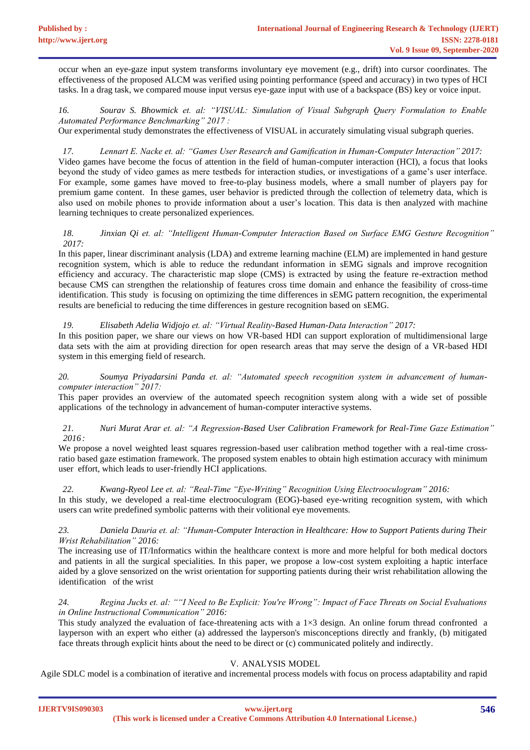occur when an eye-gaze input system transforms involuntary eye movement (e.g., drift) into cursor coordinates. The effectiveness of the proposed ALCM was verified using pointing performance (speed and accuracy) in two types of HCI tasks. In a drag task, we compared mouse input versus eye-gaze input with use of a backspace (BS) key or voice input.

*16. Sourav S. Bhowmick et. al: "VISUAL: Simulation of Visual Subgraph Query Formulation to Enable Automated Performance Benchmarking" 2017 :*

Our experimental study demonstrates the effectiveness of VISUAL in accurately simulating visual subgraph queries.

*17. Lennart E. Nacke et. al: "Games User Research and Gamification in Human-Computer Interaction" 2017:*

Video games have become the focus of attention in the field of human-computer interaction (HCI), a focus that looks beyond the study of video games as mere testbeds for interaction studies, or investigations of a game's user interface. For example, some games have moved to free-to-play business models, where a small number of players pay for premium game content. In these games, user behavior is predicted through the collection of telemetry data, which is also used on mobile phones to provide information about a user's location. This data is then analyzed with machine learning techniques to create personalized experiences.

*18. Jinxian Qi et. al: "Intelligent Human-Computer Interaction Based on Surface EMG Gesture Recognition" 2017:*

In this paper, linear discriminant analysis (LDA) and extreme learning machine (ELM) are implemented in hand gesture recognition system, which is able to reduce the redundant information in sEMG signals and improve recognition efficiency and accuracy. The characteristic map slope (CMS) is extracted by using the feature re-extraction method because CMS can strengthen the relationship of features cross time domain and enhance the feasibility of cross-time identification. This study is focusing on optimizing the time differences in sEMG pattern recognition, the experimental results are beneficial to reducing the time differences in gesture recognition based on sEMG.

*19. Elisabeth Adelia Widjojo et. al: "Virtual Reality-Based Human-Data Interaction" 2017:*

In this position paper, we share our views on how VR-based HDI can support exploration of multidimensional large data sets with the aim at providing direction for open research areas that may serve the design of a VR-based HDI system in this emerging field of research.

*20. Soumya Priyadarsini Panda et. al: "Automated speech recognition system in advancement of human-computer interaction" 2017:*

This paper provides an overview of the automated speech recognition system along with a wide set of possible applications of the technology in advancement of human-computer interactive systems.

*21. Nuri Murat Arar et. al: "A Regression-Based User Calibration Framework for Real-Time Gaze Estimation" 2016:*

We propose a novel weighted least squares regression-based user calibration method together with a real-time cross-ratio based gaze estimation framework. The proposed system enables to obtain high estimation accuracy with minimum user effort, which leads to user-friendly HCI applications.

*22. Kwang-Ryeol Lee et. al: "Real-Time "Eye-Writing" Recognition Using Electrooculogram" 2016:*

In this study, we developed a real-time electrooculogram (EOG)-based eye-writing recognition system, with which users can write predefined symbolic patterns with their volitional eye movements.

*23. Daniela Dauria et. al: "Human-Computer Interaction in Healthcare: How to Support Patients during Their Wrist Rehabilitation" 2016:*

The increasing use of IT/Informatics within the healthcare context is more and more helpful for both medical doctors and patients in all the surgical specialities. In this paper, we propose a low-cost system exploiting a haptic interface aided by a glove sensorized on the wrist orientation for supporting patients during their wrist rehabilitation allowing the identification of the wrist

*24. Regina Jucks et. al: ""I Need to Be Explicit: You're Wrong": Impact of Face Threats on Social Evaluations in Online Instructional Communication" 2016:*

This study analyzed the evaluation of face-threatening acts with a 1×3 design. An online forum thread confronted a layperson with an expert who either (a) addressed the layperson's misconceptions directly and frankly, (b) mitigated face threats through explicit hints about the need to be direct or (c) communicated politely and indirectly.

## V. ANALYSIS MODEL

Agile SDLC model is a combination of iterative and incremental process models with focus on process adaptability and rapid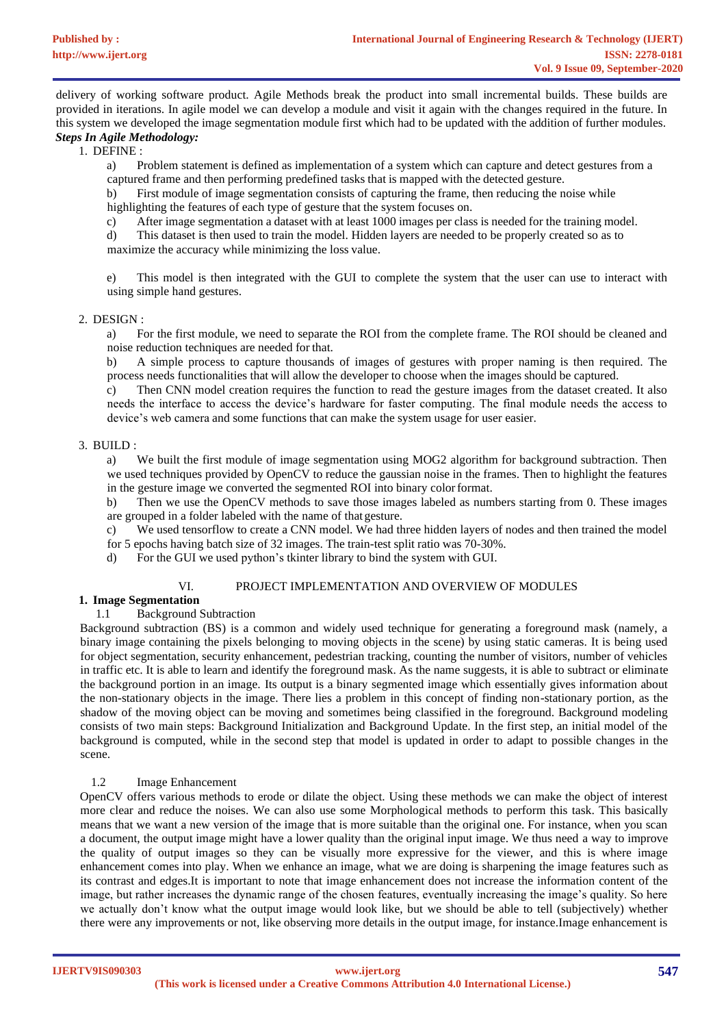delivery of working software product. Agile Methods break the product into small incremental builds. These builds are provided in iterations. In agile model we can develop a module and visit it again with the changes required in the future. In this system we developed the image segmentation module first which had to be updated with the addition of further modules.

***Steps In Agile Methodology:***

1. DEFINE :

   a) Problem statement is defined as implementation of a system which can capture and detect gestures from a captured frame and then performing predefined tasks that is mapped with the detected gesture.

   b) First module of image segmentation consists of capturing the frame, then reducing the noise while highlighting the features of each type of gesture that the system focuses on.

   c) After image segmentation a dataset with at least 1000 images per class is needed for the training model.

   d) This dataset is then used to train the model. Hidden layers are needed to be properly created so as to maximize the accuracy while minimizing the loss value.

   e) This model is then integrated with the GUI to complete the system that the user can use to interact with using simple hand gestures.

2. DESIGN :

   a) For the first module, we need to separate the ROI from the complete frame. The ROI should be cleaned and noise reduction techniques are needed for that.

   b) A simple process to capture thousands of images of gestures with proper naming is then required. The process needs functionalities that will allow the developer to choose when the images should be captured.

   c) Then CNN model creation requires the function to read the gesture images from the dataset created. It also needs the interface to access the device's hardware for faster computing. The final module needs the access to device's web camera and some functions that can make the system usage for user easier.

3. BUILD :

   a) We built the first module of image segmentation using MOG2 algorithm for background subtraction. Then we used techniques provided by OpenCV to reduce the gaussian noise in the frames. Then to highlight the features in the gesture image we converted the segmented ROI into binary color format.

   b) Then we use the OpenCV methods to save those images labeled as numbers starting from 0. These images are grouped in a folder labeled with the name of that gesture.

   c) We used tensorflow to create a CNN model. We had three hidden layers of nodes and then trained the model for 5 epochs having batch size of 32 images. The train-test split ratio was 70-30%.

   d) For the GUI we used python's tkinter library to bind the system with GUI.

## VI. PROJECT IMPLEMENTATION AND OVERVIEW OF MODULES

### 1. Image Segmentation

#### 1.1 Background Subtraction

Background subtraction (BS) is a common and widely used technique for generating a foreground mask (namely, a binary image containing the pixels belonging to moving objects in the scene) by using static cameras. It is being used for object segmentation, security enhancement, pedestrian tracking, counting the number of visitors, number of vehicles in traffic etc. It is able to learn and identify the foreground mask. As the name suggests, it is able to subtract or eliminate the background portion in an image. Its output is a binary segmented image which essentially gives information about the non-stationary objects in the image. There lies a problem in this concept of finding non-stationary portion, as the shadow of the moving object can be moving and sometimes being classified in the foreground. Background modeling consists of two main steps: Background Initialization and Background Update. In the first step, an initial model of the background is computed, while in the second step that model is updated in order to adapt to possible changes in the scene.

#### 1.2 Image Enhancement

OpenCV offers various methods to erode or dilate the object. Using these methods we can make the object of interest more clear and reduce the noises. We can also use some Morphological methods to perform this task. This basically means that we want a new version of the image that is more suitable than the original one. For instance, when you scan a document, the output image might have a lower quality than the original input image. We thus need a way to improve the quality of output images so they can be visually more expressive for the viewer, and this is where image enhancement comes into play. When we enhance an image, what we are doing is sharpening the image features such as its contrast and edges.It is important to note that image enhancement does not increase the information content of the image, but rather increases the dynamic range of the chosen features, eventually increasing the image's quality. So here we actually don't know what the output image would look like, but we should be able to tell (subjectively) whether there were any improvements or not, like observing more details in the output image, for instance.Image enhancement is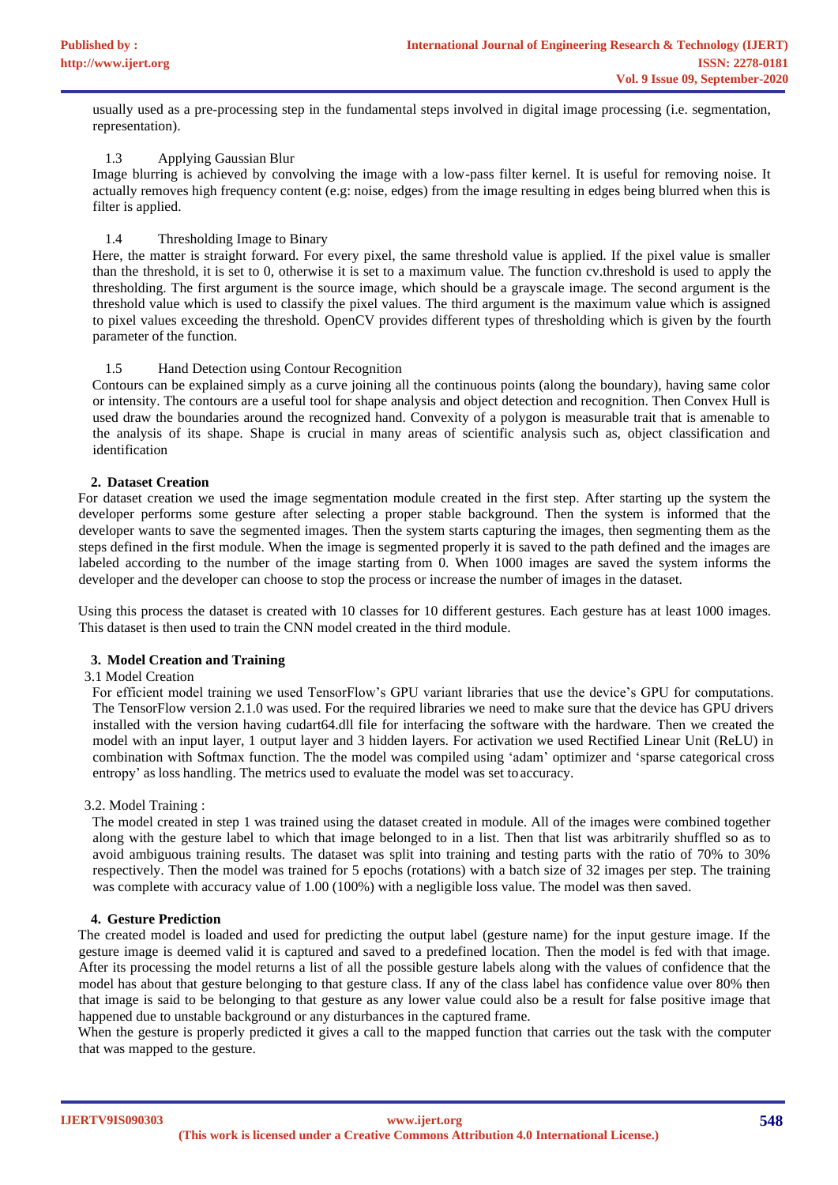usually used as a pre-processing step in the fundamental steps involved in digital image processing (i.e. segmentation, representation).

1.3 Applying Gaussian Blur

Image blurring is achieved by convolving the image with a low-pass filter kernel. It is useful for removing noise. It actually removes high frequency content (e.g: noise, edges) from the image resulting in edges being blurred when this is filter is applied.

1.4 Thresholding Image to Binary

Here, the matter is straight forward. For every pixel, the same threshold value is applied. If the pixel value is smaller than the threshold, it is set to 0, otherwise it is set to a maximum value. The function cv.threshold is used to apply the thresholding. The first argument is the source image, which should be a grayscale image. The second argument is the threshold value which is used to classify the pixel values. The third argument is the maximum value which is assigned to pixel values exceeding the threshold. OpenCV provides different types of thresholding which is given by the fourth parameter of the function.

1.5 Hand Detection using Contour Recognition

Contours can be explained simply as a curve joining all the continuous points (along the boundary), having same color or intensity. The contours are a useful tool for shape analysis and object detection and recognition. Then Convex Hull is used draw the boundaries around the recognized hand. Convexity of a polygon is measurable trait that is amenable to the analysis of its shape. Shape is crucial in many areas of scientific analysis such as, object classification and identification

## 2. Dataset Creation

For dataset creation we used the image segmentation module created in the first step. After starting up the system the developer performs some gesture after selecting a proper stable background. Then the system is informed that the developer wants to save the segmented images. Then the system starts capturing the images, then segmenting them as the steps defined in the first module. When the image is segmented properly it is saved to the path defined and the images are labeled according to the number of the image starting from 0. When 1000 images are saved the system informs the developer and the developer can choose to stop the process or increase the number of images in the dataset.

Using this process the dataset is created with 10 classes for 10 different gestures. Each gesture has at least 1000 images. This dataset is then used to train the CNN model created in the third module.

## 3. Model Creation and Training

3.1 Model Creation

For efficient model training we used TensorFlow's GPU variant libraries that use the device's GPU for computations. The TensorFlow version 2.1.0 was used. For the required libraries we need to make sure that the device has GPU drivers installed with the version having cudart64.dll file for interfacing the software with the hardware. Then we created the model with an input layer, 1 output layer and 3 hidden layers. For activation we used Rectified Linear Unit (ReLU) in combination with Softmax function. The the model was compiled using 'adam' optimizer and 'sparse categorical cross entropy' as loss handling. The metrics used to evaluate the model was set to accuracy.

3.2. Model Training :

The model created in step 1 was trained using the dataset created in module. All of the images were combined together along with the gesture label to which that image belonged to in a list. Then that list was arbitrarily shuffled so as to avoid ambiguous training results. The dataset was split into training and testing parts with the ratio of 70% to 30% respectively. Then the model was trained for 5 epochs (rotations) with a batch size of 32 images per step. The training was complete with accuracy value of 1.00 (100%) with a negligible loss value. The model was then saved.

## 4. Gesture Prediction

The created model is loaded and used for predicting the output label (gesture name) for the input gesture image. If the gesture image is deemed valid it is captured and saved to a predefined location. Then the model is fed with that image. After its processing the model returns a list of all the possible gesture labels along with the values of confidence that the model has about that gesture belonging to that gesture class. If any of the class label has confidence value over 80% then that image is said to be belonging to that gesture as any lower value could also be a result for false positive image that happened due to unstable background or any disturbances in the captured frame.

When the gesture is properly predicted it gives a call to the mapped function that carries out the task with the computer that was mapped to the gesture.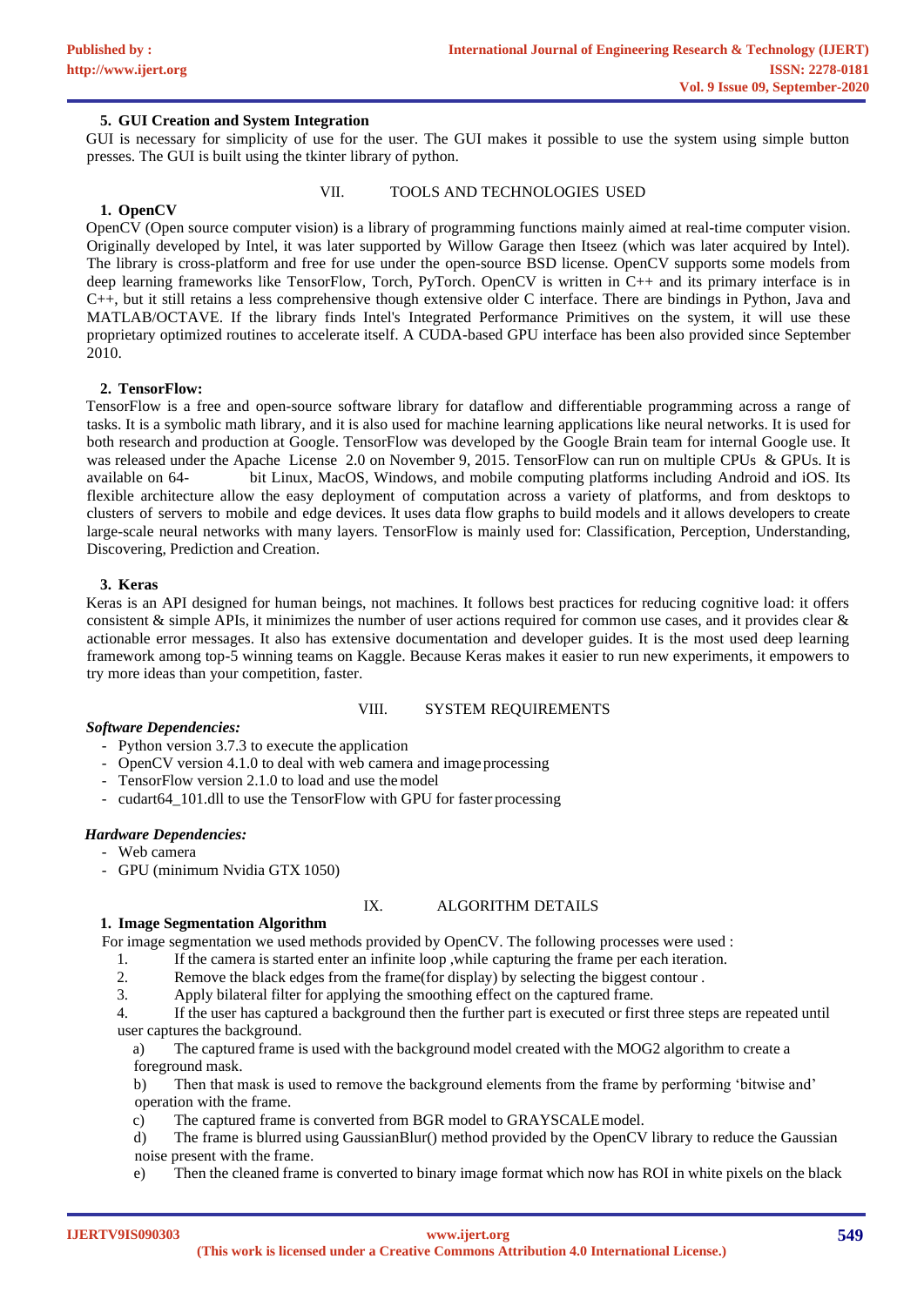### 5. GUI Creation and System Integration

GUI is necessary for simplicity of use for the user. The GUI makes it possible to use the system using simple button presses. The GUI is built using the tkinter library of python.

## VII. TOOLS AND TECHNOLOGIES USED

### 1. OpenCV

OpenCV (Open source computer vision) is a library of programming functions mainly aimed at real-time computer vision. Originally developed by Intel, it was later supported by Willow Garage then Itseez (which was later acquired by Intel). The library is cross-platform and free for use under the open-source BSD license. OpenCV supports some models from deep learning frameworks like TensorFlow, Torch, PyTorch. OpenCV is written in C++ and its primary interface is in C++, but it still retains a less comprehensive though extensive older C interface. There are bindings in Python, Java and MATLAB/OCTAVE. If the library finds Intel's Integrated Performance Primitives on the system, it will use these proprietary optimized routines to accelerate itself. A CUDA-based GPU interface has been also provided since September 2010.

### 2. TensorFlow:

TensorFlow is a free and open-source software library for dataflow and differentiable programming across a range of tasks. It is a symbolic math library, and it is also used for machine learning applications like neural networks. It is used for both research and production at Google. TensorFlow was developed by the Google Brain team for internal Google use. It was released under the Apache License 2.0 on November 9, 2015. TensorFlow can run on multiple CPUs & GPUs. It is available on 64- bit Linux, MacOS, Windows, and mobile computing platforms including Android and iOS. Its flexible architecture allow the easy deployment of computation across a variety of platforms, and from desktops to clusters of servers to mobile and edge devices. It uses data flow graphs to build models and it allows developers to create large-scale neural networks with many layers. TensorFlow is mainly used for: Classification, Perception, Understanding, Discovering, Prediction and Creation.

### 3. Keras

Keras is an API designed for human beings, not machines. It follows best practices for reducing cognitive load: it offers consistent & simple APIs, it minimizes the number of user actions required for common use cases, and it provides clear & actionable error messages. It also has extensive documentation and developer guides. It is the most used deep learning framework among top-5 winning teams on Kaggle. Because Keras makes it easier to run new experiments, it empowers to try more ideas than your competition, faster.

## VIII. SYSTEM REQUIREMENTS

***Software Dependencies:***

- Python version 3.7.3 to execute the application
- OpenCV version 4.1.0 to deal with web camera and image processing
- TensorFlow version 2.1.0 to load and use the model
- cudart64_101.dll to use the TensorFlow with GPU for faster processing

***Hardware Dependencies:***

- Web camera
- GPU (minimum Nvidia GTX 1050)

## IX. ALGORITHM DETAILS

### 1. Image Segmentation Algorithm

For image segmentation we used methods provided by OpenCV. The following processes were used :

1. If the camera is started enter an infinite loop ,while capturing the frame per each iteration.
2. Remove the black edges from the frame(for display) by selecting the biggest contour .
3. Apply bilateral filter for applying the smoothing effect on the captured frame.
4. If the user has captured a background then the further part is executed or first three steps are repeated until user captures the background.
   a) The captured frame is used with the background model created with the MOG2 algorithm to create a foreground mask.
   b) Then that mask is used to remove the background elements from the frame by performing 'bitwise and' operation with the frame.
   c) The captured frame is converted from BGR model to GRAYSCALE model.
   d) The frame is blurred using GaussianBlur() method provided by the OpenCV library to reduce the Gaussian noise present with the frame.
   e) Then the cleaned frame is converted to binary image format which now has ROI in white pixels on the black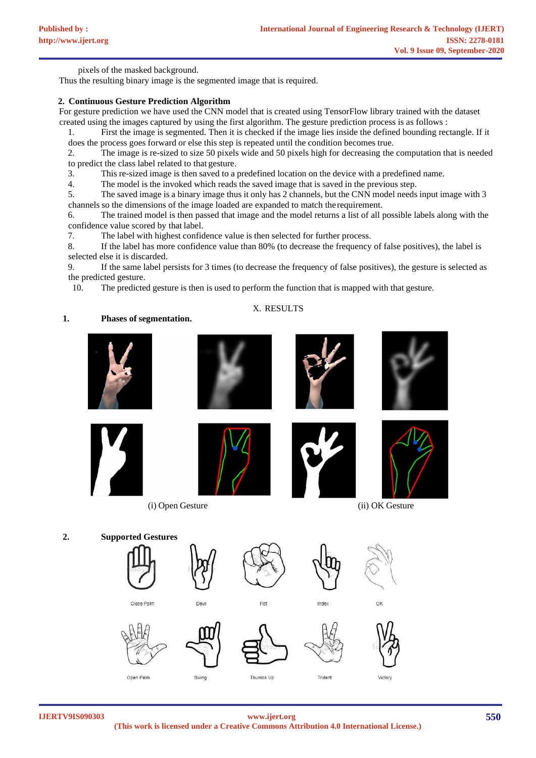pixels of the masked background.

Thus the resulting binary image is the segmented image that is required.

## 2. Continuous Gesture Prediction Algorithm

For gesture prediction we have used the CNN model that is created using TensorFlow library trained with the dataset created using the images captured by using the first algorithm. The gesture prediction process is as follows :

1. First the image is segmented. Then it is checked if the image lies inside the defined bounding rectangle. If it does the process goes forward or else this step is repeated until the condition becomes true.
2. The image is re-sized to size 50 pixels wide and 50 pixels high for decreasing the computation that is needed to predict the class label related to that gesture.
3. This re-sized image is then saved to a predefined location on the device with a predefined name.
4. The model is the invoked which reads the saved image that is saved in the previous step.
5. The saved image is a binary image thus it only has 2 channels, but the CNN model needs input image with 3 channels so the dimensions of the image loaded are expanded to match the requirement.
6. The trained model is then passed that image and the model returns a list of all possible labels along with the confidence value scored by that label.
7. The label with highest confidence value is then selected for further process.
8. If the label has more confidence value than 80% (to decrease the frequency of false positives), the label is selected else it is discarded.
9. If the same label persists for 3 times (to decrease the frequency of false positives), the gesture is selected as the predicted gesture.
10. The predicted gesture is then used to perform the function that is mapped with that gesture.

# X. RESULTS

**1. Phases of segmentation.**

(i) Open Gesture

(ii) OK Gesture

**2. Supported Gestures**

Close Palm, Devil, Fist, Index, OK, Open Palm, Swing, Thumbs Up, Trident, Victory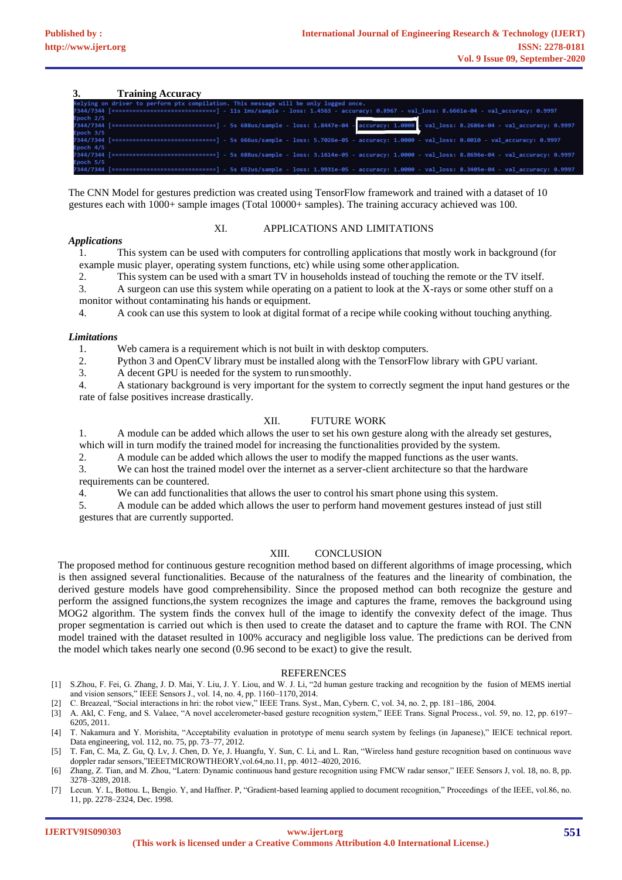### 3. Training Accuracy

```
Relying on driver to perform ptx compilation. This message will be only logged once.
7344/7344 [==============================] - 11s 1ms/sample - loss: 1.4563 - accuracy: 0.8967 - val_loss: 8.6661e-04 - val_accuracy: 0.9997
Epoch 2/5
7344/7344 [==============================] - 5s 688us/sample - loss: 1.8447e-04 - accuracy: 1.0000 - val_loss: 8.2686e-04 - val_accuracy: 0.9997
Epoch 3/5
7344/7344 [==============================] - 5s 666us/sample - loss: 5.7026e-05 - accuracy: 1.0000 - val_loss: 0.0010 - val_accuracy: 0.9997
Epoch 4/5
7344/7344 [==============================] - 5s 688us/sample - loss: 3.1614e-05 - accuracy: 1.0000 - val_loss: 8.8696e-04 - val_accuracy: 0.9997
Epoch 5/5
7344/7344 [==============================] - 5s 652us/sample - loss: 1.9931e-05 - accuracy: 1.0000 - val_loss: 8.3405e-04 - val_accuracy: 0.9997
```

The CNN Model for gestures prediction was created using TensorFlow framework and trained with a dataset of 10 gestures each with 1000+ sample images (Total 10000+ samples). The training accuracy achieved was 100.

## XI. APPLICATIONS AND LIMITATIONS

***Applications***

1. This system can be used with computers for controlling applications that mostly work in background (for example music player, operating system functions, etc) while using some other application.
2. This system can be used with a smart TV in households instead of touching the remote or the TV itself.
3. A surgeon can use this system while operating on a patient to look at the X-rays or some other stuff on a monitor without contaminating his hands or equipment.
4. A cook can use this system to look at digital format of a recipe while cooking without touching anything.

***Limitations***

1. Web camera is a requirement which is not built in with desktop computers.
2. Python 3 and OpenCV library must be installed along with the TensorFlow library with GPU variant.
3. A decent GPU is needed for the system to run smoothly.
4. A stationary background is very important for the system to correctly segment the input hand gestures or the rate of false positives increase drastically.

## XII. FUTURE WORK

1. A module can be added which allows the user to set his own gesture along with the already set gestures, which will in turn modify the trained model for increasing the functionalities provided by the system.
2. A module can be added which allows the user to modify the mapped functions as the user wants.
3. We can host the trained model over the internet as a server-client architecture so that the hardware requirements can be countered.
4. We can add functionalities that allows the user to control his smart phone using this system.
5. A module can be added which allows the user to perform hand movement gestures instead of just still gestures that are currently supported.

## XIII. CONCLUSION

The proposed method for continuous gesture recognition method based on different algorithms of image processing, which is then assigned several functionalities. Because of the naturalness of the features and the linearity of combination, the derived gesture models have good comprehensibility. Since the proposed method can both recognize the gesture and perform the assigned functions,the system recognizes the image and captures the frame, removes the background using MOG2 algorithm. The system finds the convex hull of the image to identify the convexity defect of the image. Thus proper segmentation is carried out which is then used to create the dataset and to capture the frame with ROI. The CNN model trained with the dataset resulted in 100% accuracy and negligible loss value. The predictions can be derived from the model which takes nearly one second (0.96 second to be exact) to give the result.

## REFERENCES

[1] S.Zhou, F. Fei, G. Zhang, J. D. Mai, Y. Liu, J. Y. Liou, and W. J. Li, "2d human gesture tracking and recognition by the fusion of MEMS inertial and vision sensors," IEEE Sensors J., vol. 14, no. 4, pp. 1160–1170, 2014.

[2] C. Breazeal, "Social interactions in hri: the robot view," IEEE Trans. Syst., Man, Cybern. C, vol. 34, no. 2, pp. 181–186, 2004.

[3] A. Akl, C. Feng, and S. Valaee, "A novel accelerometer-based gesture recognition system," IEEE Trans. Signal Process., vol. 59, no. 12, pp. 6197–6205, 2011.

[4] T. Nakamura and Y. Morishita, "Acceptability evaluation in prototype of menu search system by feelings (in Japanese)," IEICE technical report. Data engineering, vol. 112, no. 75, pp. 73–77, 2012.

[5] T. Fan, C. Ma, Z. Gu, Q. Lv, J. Chen, D. Ye, J. Huangfu, Y. Sun, C. Li, and L. Ran, "Wireless hand gesture recognition based on continuous wave doppler radar sensors,"IEEETMICROWTHEORY,vol.64,no.11, pp. 4012–4020, 2016.

[6] Zhang, Z. Tian, and M. Zhou, "Latern: Dynamic continuous hand gesture recognition using FMCW radar sensor," IEEE Sensors J, vol. 18, no. 8, pp. 3278–3289, 2018.

[7] Lecun. Y. L, Bottou. L, Bengio. Y, and Haffner. P, "Gradient-based learning applied to document recognition," Proceedings of the IEEE, vol.86, no. 11, pp. 2278–2324, Dec. 1998.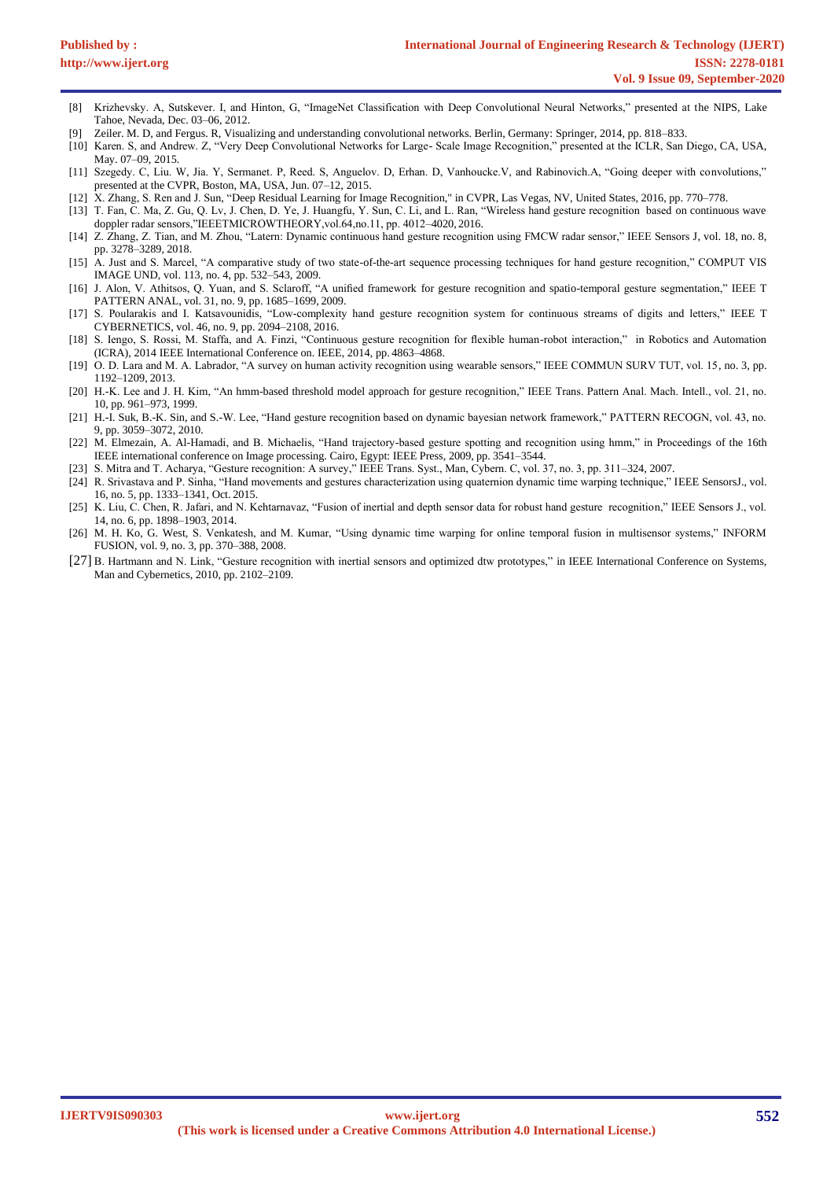[8] Krizhevsky. A, Sutskever. I, and Hinton, G, "ImageNet Classification with Deep Convolutional Neural Networks," presented at the NIPS, Lake Tahoe, Nevada, Dec. 03–06, 2012.

[9] Zeiler. M. D, and Fergus. R, Visualizing and understanding convolutional networks. Berlin, Germany: Springer, 2014, pp. 818–833.

[10] Karen. S, and Andrew. Z, "Very Deep Convolutional Networks for Large- Scale Image Recognition," presented at the ICLR, San Diego, CA, USA, May. 07–09, 2015.

[11] Szegedy. C, Liu. W, Jia. Y, Sermanet. P, Reed. S, Anguelov. D, Erhan. D, Vanhoucke.V, and Rabinovich.A, "Going deeper with convolutions," presented at the CVPR, Boston, MA, USA, Jun. 07–12, 2015.

[12] X. Zhang, S. Ren and J. Sun, "Deep Residual Learning for Image Recognition," in CVPR, Las Vegas, NV, United States, 2016, pp. 770–778.

[13] T. Fan, C. Ma, Z. Gu, Q. Lv, J. Chen, D. Ye, J. Huangfu, Y. Sun, C. Li, and L. Ran, "Wireless hand gesture recognition based on continuous wave doppler radar sensors,"IEEETMICROWTHEORY,vol.64,no.11, pp. 4012–4020, 2016.

[14] Z. Zhang, Z. Tian, and M. Zhou, "Latern: Dynamic continuous hand gesture recognition using FMCW radar sensor," IEEE Sensors J, vol. 18, no. 8, pp. 3278–3289, 2018.

[15] A. Just and S. Marcel, "A comparative study of two state-of-the-art sequence processing techniques for hand gesture recognition," COMPUT VIS IMAGE UND, vol. 113, no. 4, pp. 532–543, 2009.

[16] J. Alon, V. Athitsos, Q. Yuan, and S. Sclaroff, "A unified framework for gesture recognition and spatio-temporal gesture segmentation," IEEE T PATTERN ANAL, vol. 31, no. 9, pp. 1685–1699, 2009.

[17] S. Poularakis and I. Katsavounidis, "Low-complexity hand gesture recognition system for continuous streams of digits and letters," IEEE T CYBERNETICS, vol. 46, no. 9, pp. 2094–2108, 2016.

[18] S. Iengo, S. Rossi, M. Staffa, and A. Finzi, "Continuous gesture recognition for flexible human-robot interaction," in Robotics and Automation (ICRA), 2014 IEEE International Conference on. IEEE, 2014, pp. 4863–4868.

[19] O. D. Lara and M. A. Labrador, "A survey on human activity recognition using wearable sensors," IEEE COMMUN SURV TUT, vol. 15, no. 3, pp. 1192–1209, 2013.

[20] H.-K. Lee and J. H. Kim, "An hmm-based threshold model approach for gesture recognition," IEEE Trans. Pattern Anal. Mach. Intell., vol. 21, no. 10, pp. 961–973, 1999.

[21] H.-I. Suk, B.-K. Sin, and S.-W. Lee, "Hand gesture recognition based on dynamic bayesian network framework," PATTERN RECOGN, vol. 43, no. 9, pp. 3059–3072, 2010.

[22] M. Elmezain, A. Al-Hamadi, and B. Michaelis, "Hand trajectory-based gesture spotting and recognition using hmm," in Proceedings of the 16th IEEE international conference on Image processing. Cairo, Egypt: IEEE Press, 2009, pp. 3541–3544.

[23] S. Mitra and T. Acharya, "Gesture recognition: A survey," IEEE Trans. Syst., Man, Cybern. C, vol. 37, no. 3, pp. 311–324, 2007.

[24] R. Srivastava and P. Sinha, "Hand movements and gestures characterization using quaternion dynamic time warping technique," IEEE SensorsJ., vol. 16, no. 5, pp. 1333–1341, Oct. 2015.

[25] K. Liu, C. Chen, R. Jafari, and N. Kehtarnavaz, "Fusion of inertial and depth sensor data for robust hand gesture recognition," IEEE Sensors J., vol. 14, no. 6, pp. 1898–1903, 2014.

[26] M. H. Ko, G. West, S. Venkatesh, and M. Kumar, "Using dynamic time warping for online temporal fusion in multisensor systems," INFORM FUSION, vol. 9, no. 3, pp. 370–388, 2008.

[27] B. Hartmann and N. Link, "Gesture recognition with inertial sensors and optimized dtw prototypes," in IEEE International Conference on Systems, Man and Cybernetics, 2010, pp. 2102–2109.